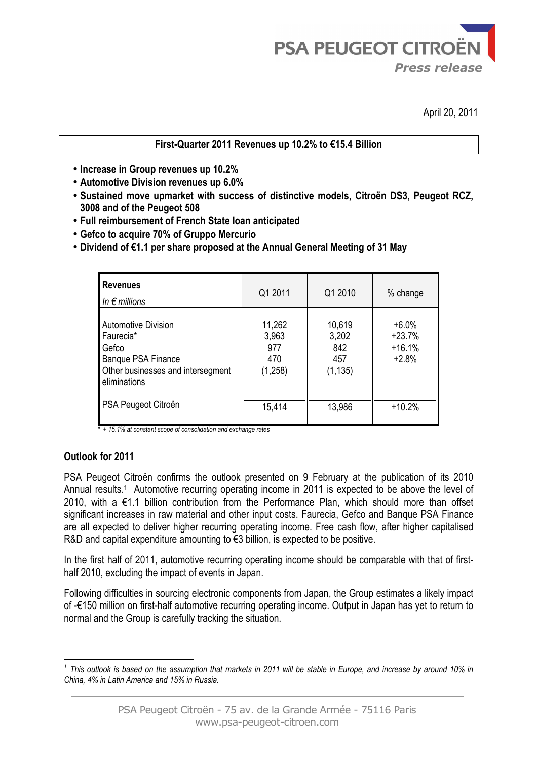PSA PEUGEOT CITROËN

*Press release*

April 20, 2011

**First-Quarter 2011 Revenues up 10.2% to €15.4 Billion**

- **Increase in Group revenues up 10.2%**
- **Automotive Division revenues up 6.0%**
- **Sustained move upmarket with success of distinctive models, Citroën DS3, Peugeot RCZ, 3008 and of the Peugeot 508**
- **Full reimbursement of French State loan anticipated**
- **Gefco to acquire 70% of Gruppo Mercurio**
- **Dividend of €1.1 per share proposed at the Annual General Meeting of 31 May**

| **Revenues** *In € millions* | Q1 2011 | Q1 2010 | % change |
|---|---|---|---|
| Automotive Division | 11,262 | 10,619 | +6.0% |
| Faurecia* | 3,963 | 3,202 | +23.7% |
| Gefco | 977 | 842 | +16.1% |
| Banque PSA Finance | 470 | 457 | +2.8% |
| Other businesses and intersegment eliminations | (1,258) | (1,135) | |
| PSA Peugeot Citroën | 15,414 | 13,986 | +10.2% |

*\* + 15.1% at constant scope of consolidation and exchange rates*

**Outlook for 2011**

PSA Peugeot Citroën confirms the outlook presented on 9 February at the publication of its 2010 Annual results.[1] Automotive recurring operating income in 2011 is expected to be above the level of 2010, with a €1.1 billion contribution from the Performance Plan, which should more than offset significant increases in raw material and other input costs. Faurecia, Gefco and Banque PSA Finance are all expected to deliver higher recurring operating income. Free cash flow, after higher capitalised R&D and capital expenditure amounting to €3 billion, is expected to be positive.

In the first half of 2011, automotive recurring operating income should be comparable with that of first-half 2010, excluding the impact of events in Japan.

Following difficulties in sourcing electronic components from Japan, the Group estimates a likely impact of -€150 million on first-half automotive recurring operating income. Output in Japan has yet to return to normal and the Group is carefully tracking the situation.

*[1] This outlook is based on the assumption that markets in 2011 will be stable in Europe, and increase by around 10% in China, 4% in Latin America and 15% in Russia.*

PSA Peugeot Citroën - 75 av. de la Grande Armée - 75116 Paris
www.psa-peugeot-citroen.com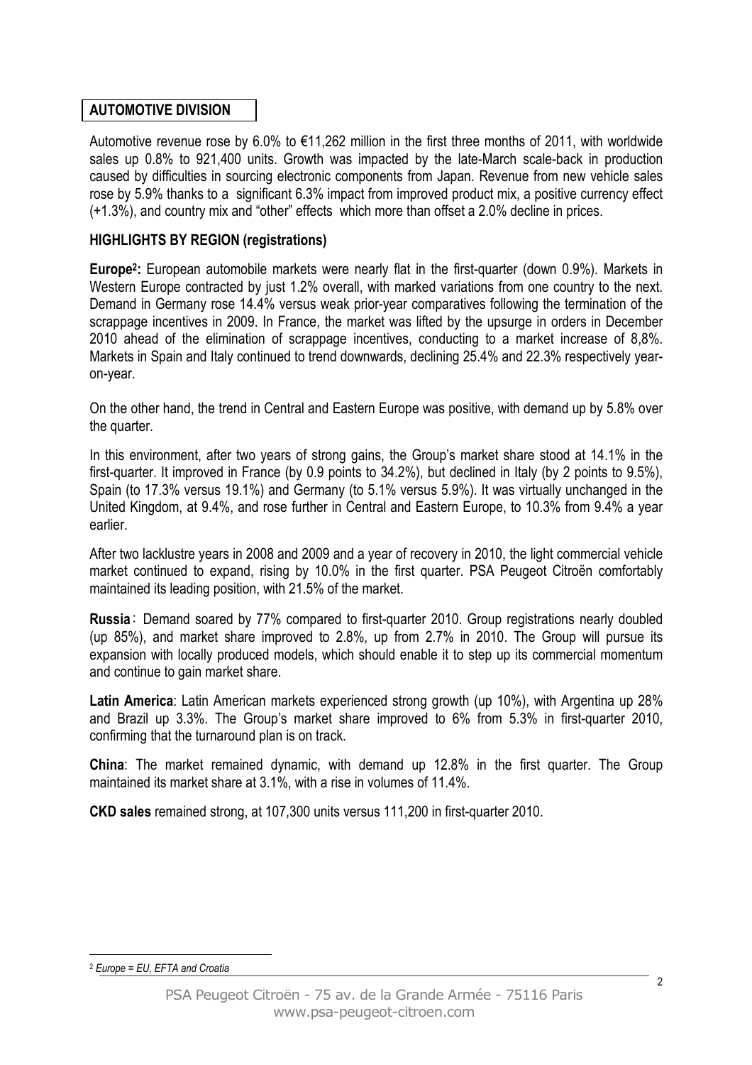## AUTOMOTIVE DIVISION

Automotive revenue rose by 6.0% to €11,262 million in the first three months of 2011, with worldwide sales up 0.8% to 921,400 units. Growth was impacted by the late-March scale-back in production caused by difficulties in sourcing electronic components from Japan. Revenue from new vehicle sales rose by 5.9% thanks to a significant 6.3% impact from improved product mix, a positive currency effect (+1.3%), and country mix and "other" effects which more than offset a 2.0% decline in prices.

### HIGHLIGHTS BY REGION (registrations)

**Europe[2]:** European automobile markets were nearly flat in the first-quarter (down 0.9%). Markets in Western Europe contracted by just 1.2% overall, with marked variations from one country to the next. Demand in Germany rose 14.4% versus weak prior-year comparatives following the termination of the scrappage incentives in 2009. In France, the market was lifted by the upsurge in orders in December 2010 ahead of the elimination of scrappage incentives, conducting to a market increase of 8,8%. Markets in Spain and Italy continued to trend downwards, declining 25.4% and 22.3% respectively year-on-year.

On the other hand, the trend in Central and Eastern Europe was positive, with demand up by 5.8% over the quarter.

In this environment, after two years of strong gains, the Group's market share stood at 14.1% in the first-quarter. It improved in France (by 0.9 points to 34.2%), but declined in Italy (by 2 points to 9.5%), Spain (to 17.3% versus 19.1%) and Germany (to 5.1% versus 5.9%). It was virtually unchanged in the United Kingdom, at 9.4%, and rose further in Central and Eastern Europe, to 10.3% from 9.4% a year earlier.

After two lacklustre years in 2008 and 2009 and a year of recovery in 2010, the light commercial vehicle market continued to expand, rising by 10.0% in the first quarter. PSA Peugeot Citroën comfortably maintained its leading position, with 21.5% of the market.

**Russia**: Demand soared by 77% compared to first-quarter 2010. Group registrations nearly doubled (up 85%), and market share improved to 2.8%, up from 2.7% in 2010. The Group will pursue its expansion with locally produced models, which should enable it to step up its commercial momentum and continue to gain market share.

**Latin America**: Latin American markets experienced strong growth (up 10%), with Argentina up 28% and Brazil up 3.3%. The Group's market share improved to 6% from 5.3% in first-quarter 2010, confirming that the turnaround plan is on track.

**China**: The market remained dynamic, with demand up 12.8% in the first quarter. The Group maintained its market share at 3.1%, with a rise in volumes of 11.4%.

**CKD sales** remained strong, at 107,300 units versus 111,200 in first-quarter 2010.

---

[2] *Europe = EU, EFTA and Croatia*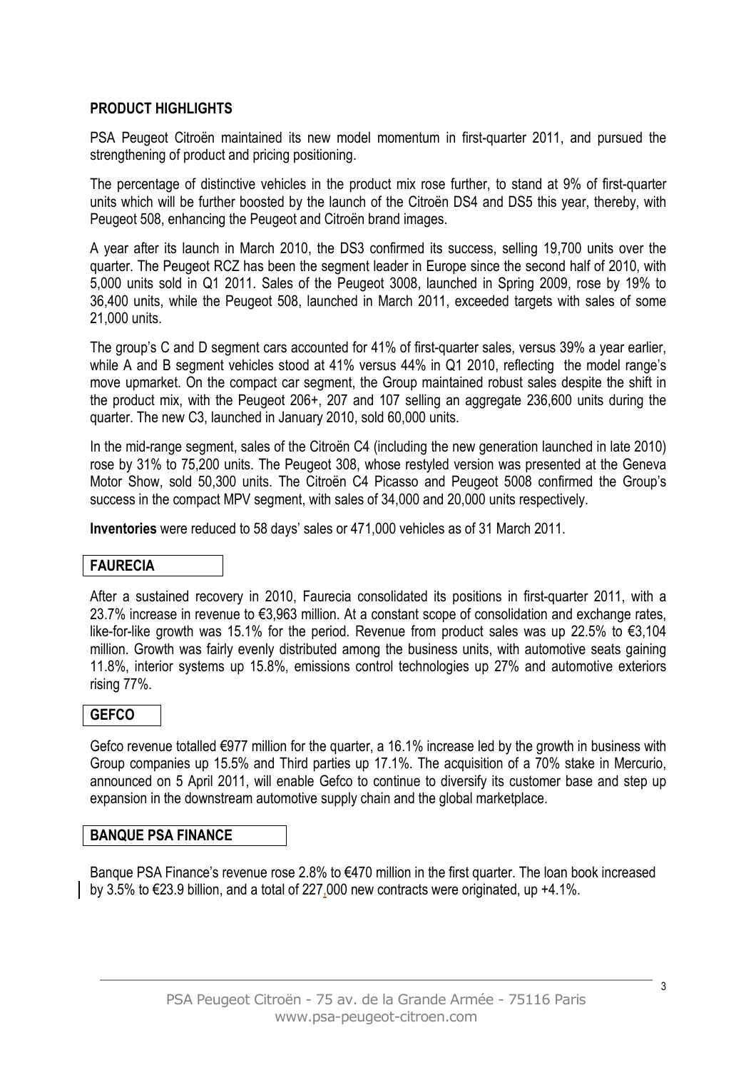## PRODUCT HIGHLIGHTS

PSA Peugeot Citroën maintained its new model momentum in first-quarter 2011, and pursued the strengthening of product and pricing positioning.

The percentage of distinctive vehicles in the product mix rose further, to stand at 9% of first-quarter units which will be further boosted by the launch of the Citroën DS4 and DS5 this year, thereby, with Peugeot 508, enhancing the Peugeot and Citroën brand images.

A year after its launch in March 2010, the DS3 confirmed its success, selling 19,700 units over the quarter. The Peugeot RCZ has been the segment leader in Europe since the second half of 2010, with 5,000 units sold in Q1 2011. Sales of the Peugeot 3008, launched in Spring 2009, rose by 19% to 36,400 units, while the Peugeot 508, launched in March 2011, exceeded targets with sales of some 21,000 units.

The group's C and D segment cars accounted for 41% of first-quarter sales, versus 39% a year earlier, while A and B segment vehicles stood at 41% versus 44% in Q1 2010, reflecting the model range's move upmarket. On the compact car segment, the Group maintained robust sales despite the shift in the product mix, with the Peugeot 206+, 207 and 107 selling an aggregate 236,600 units during the quarter. The new C3, launched in January 2010, sold 60,000 units.

In the mid-range segment, sales of the Citroën C4 (including the new generation launched in late 2010) rose by 31% to 75,200 units. The Peugeot 308, whose restyled version was presented at the Geneva Motor Show, sold 50,300 units. The Citroën C4 Picasso and Peugeot 5008 confirmed the Group's success in the compact MPV segment, with sales of 34,000 and 20,000 units respectively.

**Inventories** were reduced to 58 days' sales or 471,000 vehicles as of 31 March 2011.

## FAURECIA

After a sustained recovery in 2010, Faurecia consolidated its positions in first-quarter 2011, with a 23.7% increase in revenue to €3,963 million. At a constant scope of consolidation and exchange rates, like-for-like growth was 15.1% for the period. Revenue from product sales was up 22.5% to €3,104 million. Growth was fairly evenly distributed among the business units, with automotive seats gaining 11.8%, interior systems up 15.8%, emissions control technologies up 27% and automotive exteriors rising 77%.

## GEFCO

Gefco revenue totalled €977 million for the quarter, a 16.1% increase led by the growth in business with Group companies up 15.5% and Third parties up 17.1%. The acquisition of a 70% stake in Mercurio, announced on 5 April 2011, will enable Gefco to continue to diversify its customer base and step up expansion in the downstream automotive supply chain and the global marketplace.

## BANQUE PSA FINANCE

Banque PSA Finance's revenue rose 2.8% to €470 million in the first quarter. The loan book increased by 3.5% to €23.9 billion, and a total of 227,000 new contracts were originated, up +4.1%.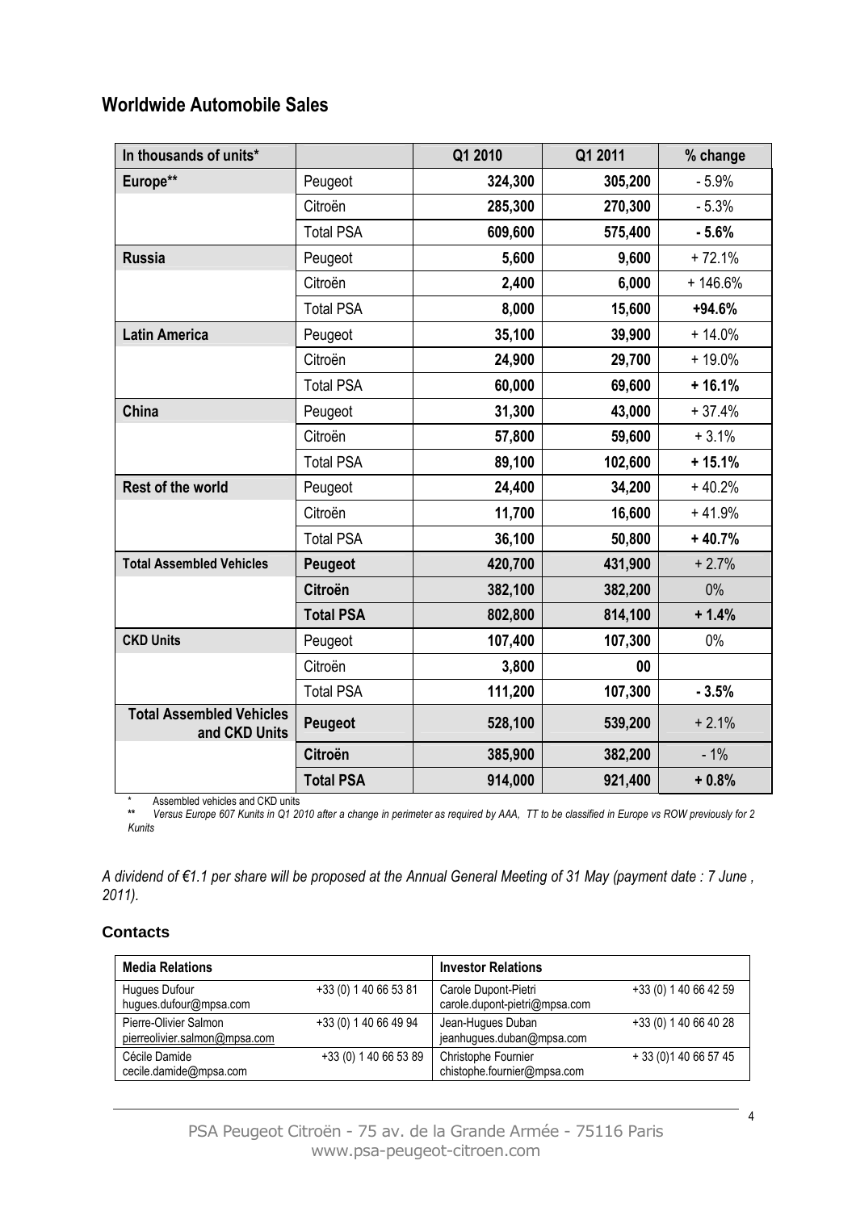## Worldwide Automobile Sales

| In thousands of units* | | Q1 2010 | Q1 2011 | % change |
|---|---|---|---|---|
| **Europe**** | Peugeot | **324,300** | **305,200** | - 5.9% |
| | Citroën | **285,300** | **270,300** | - 5.3% |
| | Total PSA | **609,600** | **575,400** | **- 5.6%** |
| **Russia** | Peugeot | **5,600** | **9,600** | + 72.1% |
| | Citroën | **2,400** | **6,000** | + 146.6% |
| | Total PSA | **8,000** | **15,600** | **+94.6%** |
| **Latin America** | Peugeot | **35,100** | **39,900** | + 14.0% |
| | Citroën | **24,900** | **29,700** | + 19.0% |
| | Total PSA | **60,000** | **69,600** | **+ 16.1%** |
| **China** | Peugeot | **31,300** | **43,000** | + 37.4% |
| | Citroën | **57,800** | **59,600** | + 3.1% |
| | Total PSA | **89,100** | **102,600** | **+ 15.1%** |
| **Rest of the world** | Peugeot | **24,400** | **34,200** | + 40.2% |
| | Citroën | **11,700** | **16,600** | + 41.9% |
| | Total PSA | **36,100** | **50,800** | **+ 40.7%** |
| **Total Assembled Vehicles** | **Peugeot** | **420,700** | **431,900** | + 2.7% |
| | **Citroën** | **382,100** | **382,200** | 0% |
| | **Total PSA** | **802,800** | **814,100** | **+ 1.4%** |
| **CKD Units** | Peugeot | **107,400** | **107,300** | 0% |
| | Citroën | **3,800** | **00** | |
| | Total PSA | **111,200** | **107,300** | **- 3.5%** |
| **Total Assembled Vehicles and CKD Units** | **Peugeot** | **528,100** | **539,200** | + 2.1% |
| | **Citroën** | **385,900** | **382,200** | - 1% |
| | **Total PSA** | **914,000** | **921,400** | **+ 0.8%** |

\* Assembled vehicles and CKD units

** *Versus Europe 607 Kunits in Q1 2010 after a change in perimeter as required by AAA, TT to be classified in Europe vs ROW previously for 2 Kunits*

*A dividend of €1.1 per share will be proposed at the Annual General Meeting of 31 May (payment date : 7 June , 2011).*

### Contacts

| Media Relations | | Investor Relations | |
|---|---|---|---|
| Hugues Dufour<br>hugues.dufour@mpsa.com | +33 (0) 1 40 66 53 81 | Carole Dupont-Pietri<br>carole.dupont-pietri@mpsa.com | +33 (0) 1 40 66 42 59 |
| Pierre-Olivier Salmon<br>pierreolivier.salmon@mpsa.com | +33 (0) 1 40 66 49 94 | Jean-Hugues Duban<br>jeanhugues.duban@mpsa.com | +33 (0) 1 40 66 40 28 |
| Cécile Damide<br>cecile.damide@mpsa.com | +33 (0) 1 40 66 53 89 | Christophe Fournier<br>chistophe.fournier@mpsa.com | + 33 (0)1 40 66 57 45 |

PSA Peugeot Citroën - 75 av. de la Grande Armée - 75116 Paris
www.psa-peugeot-citroen.com